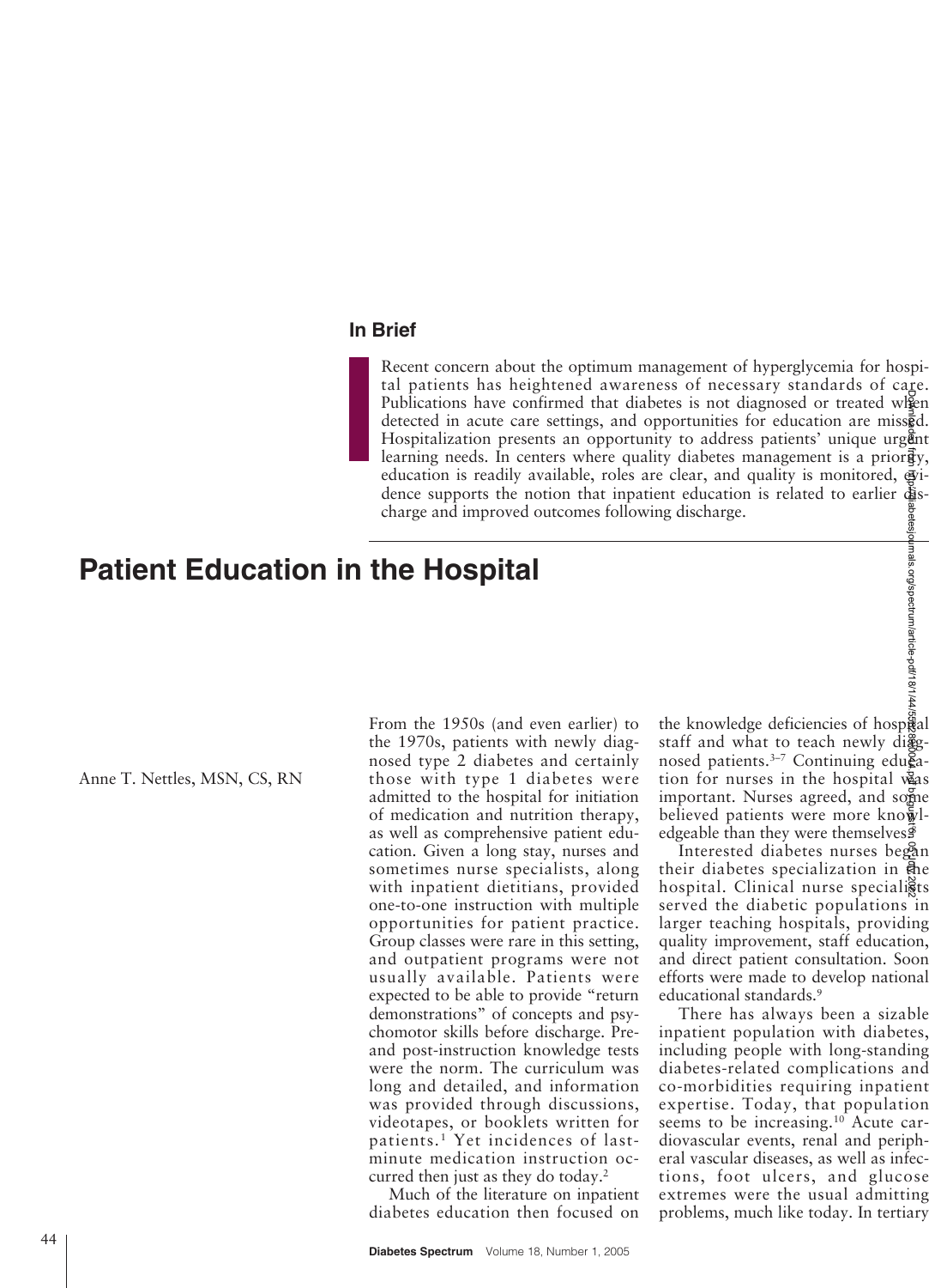## In Brief

Recent concern about the optimum management of hyperglycemia for hospital patients has heightened awareness of necessary standards of care. Publications have confirmed that diabetes is not diagnosed or treated when detected in acute care settings, and opportunities for education are missed. Hospitalization presents an opportunity to address patients' unique urgent learning needs. In centers where quality diabetes management is a priority, education is readily available, roles are clear, and quality is monitored, evidence supports the notion that inpatient education is related to earlier discharge and improved outcomes following discharge.

# Patient Education in the Hospital

Anne T. Nettles, MSN, CS, RN

From the 1950s (and even earlier) to the 1970s, patients with newly diagnosed type 2 diabetes and certainly those with type 1 diabetes were admitted to the hospital for initiation of medication and nutrition therapy, as well as comprehensive patient education. Given a long stay, nurses and sometimes nurse specialists, along with inpatient dietitians, provided one-to-one instruction with multiple opportunities for patient practice. Group classes were rare in this setting, and outpatient programs were not usually available. Patients were expected to be able to provide "return demonstrations" of concepts and psychomotor skills before discharge. Pre- and post-instruction knowledge tests were the norm. The curriculum was long and detailed, and information was provided through discussions, videotapes, or booklets written for patients.[1] Yet incidences of last-minute medication instruction occurred then just as they do today.[2]

Much of the literature on inpatient diabetes education then focused on the knowledge deficiencies of hospital staff and what to teach newly diagnosed patients.[3–7] Continuing education for nurses in the hospital was important. Nurses agreed, and some believed patients were more knowledgeable than they were themselves.[8]

Interested diabetes nurses began their diabetes specialization in the hospital. Clinical nurse specialists served the diabetic populations in larger teaching hospitals, providing quality improvement, staff education, and direct patient consultation. Soon efforts were made to develop national educational standards.[9]

There has always been a sizable inpatient population with diabetes, including people with long-standing diabetes-related complications and co-morbidities requiring inpatient expertise. Today, that population seems to be increasing.[10] Acute cardiovascular events, renal and peripheral vascular diseases, as well as infections, foot ulcers, and glucose extremes were the usual admitting problems, much like today. In tertiary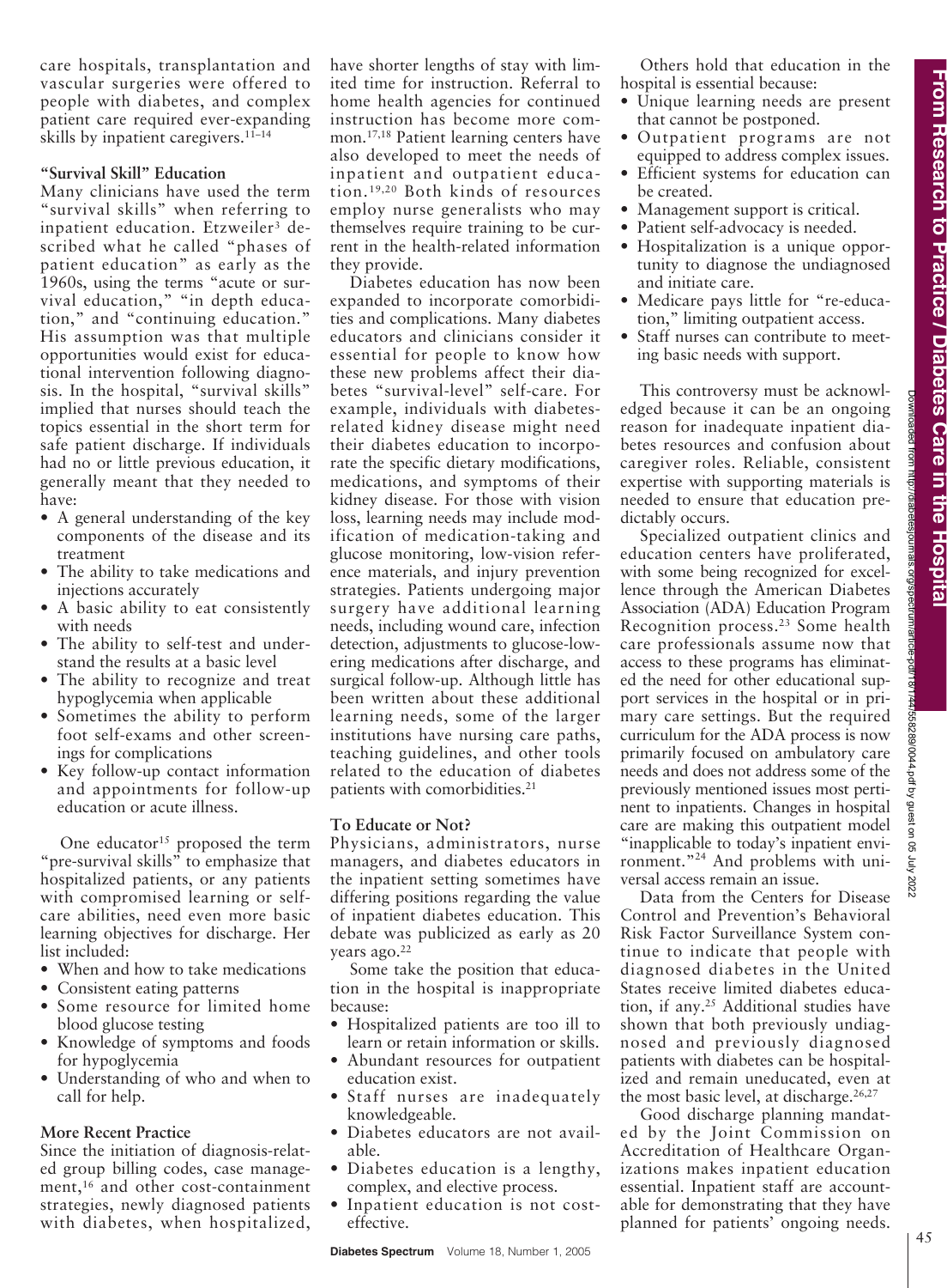care hospitals, transplantation and vascular surgeries were offered to people with diabetes, and complex patient care required ever-expanding skills by inpatient caregivers.[11–14]

### "Survival Skill" Education

Many clinicians have used the term "survival skills" when referring to inpatient education. Etzweiler[3] described what he called "phases of patient education" as early as the 1960s, using the terms "acute or survival education," "in depth education," and "continuing education." His assumption was that multiple opportunities would exist for educational intervention following diagnosis. In the hospital, "survival skills" implied that nurses should teach the topics essential in the short term for safe patient discharge. If individuals had no or little previous education, it generally meant that they needed to have:

- A general understanding of the key components of the disease and its treatment
- The ability to take medications and injections accurately
- A basic ability to eat consistently with needs
- The ability to self-test and understand the results at a basic level
- The ability to recognize and treat hypoglycemia when applicable
- Sometimes the ability to perform foot self-exams and other screenings for complications
- Key follow-up contact information and appointments for follow-up education or acute illness.

One educator[15] proposed the term "pre-survival skills" to emphasize that hospitalized patients, or any patients with compromised learning or self-care abilities, need even more basic learning objectives for discharge. Her list included:

- When and how to take medications
- Consistent eating patterns
- Some resource for limited home blood glucose testing
- Knowledge of symptoms and foods for hypoglycemia
- Understanding of who and when to call for help.

### More Recent Practice

Since the initiation of diagnosis-related group billing codes, case management,[16] and other cost-containment strategies, newly diagnosed patients with diabetes, when hospitalized, have shorter lengths of stay with limited time for instruction. Referral to home health agencies for continued instruction has become more common.[17,18] Patient learning centers have also developed to meet the needs of inpatient and outpatient education.[19,20] Both kinds of resources employ nurse generalists who may themselves require training to be current in the health-related information they provide.

Diabetes education has now been expanded to incorporate comorbidities and complications. Many diabetes educators and clinicians consider it essential for people to know how these new problems affect their diabetes "survival-level" self-care. For example, individuals with diabetes-related kidney disease might need their diabetes education to incorporate the specific dietary modifications, medications, and symptoms of their kidney disease. For those with vision loss, learning needs may include modification of medication-taking and glucose monitoring, low-vision reference materials, and injury prevention strategies. Patients undergoing major surgery have additional learning needs, including wound care, infection detection, adjustments to glucose-lowering medications after discharge, and surgical follow-up. Although little has been written about these additional learning needs, some of the larger institutions have nursing care paths, teaching guidelines, and other tools related to the education of diabetes patients with comorbidities.[21]

### To Educate or Not?

Physicians, administrators, nurse managers, and diabetes educators in the inpatient setting sometimes have differing positions regarding the value of inpatient diabetes education. This debate was publicized as early as 20 years ago.[22]

Some take the position that education in the hospital is inappropriate because:

- Hospitalized patients are too ill to learn or retain information or skills.
- Abundant resources for outpatient education exist.
- Staff nurses are inadequately knowledgeable.
- Diabetes educators are not available.
- Diabetes education is a lengthy, complex, and elective process.
- Inpatient education is not cost-effective.

Others hold that education in the hospital is essential because:

- Unique learning needs are present that cannot be postponed.
- Outpatient programs are not equipped to address complex issues.
- Efficient systems for education can be created.
- Management support is critical.
- Patient self-advocacy is needed.
- Hospitalization is a unique opportunity to diagnose the undiagnosed and initiate care.
- Medicare pays little for "re-education," limiting outpatient access.
- Staff nurses can contribute to meeting basic needs with support.

This controversy must be acknowledged because it can be an ongoing reason for inadequate inpatient diabetes resources and confusion about caregiver roles. Reliable, consistent expertise with supporting materials is needed to ensure that education predictably occurs.

Specialized outpatient clinics and education centers have proliferated, with some being recognized for excellence through the American Diabetes Association (ADA) Education Program Recognition process.[23] Some health care professionals assume now that access to these programs has eliminated the need for other educational support services in the hospital or in primary care settings. But the required curriculum for the ADA process is now primarily focused on ambulatory care needs and does not address some of the previously mentioned issues most pertinent to inpatients. Changes in hospital care are making this outpatient model "inapplicable to today's inpatient environment."[24] And problems with universal access remain an issue.

Data from the Centers for Disease Control and Prevention's Behavioral Risk Factor Surveillance System continue to indicate that people with diagnosed diabetes in the United States receive limited diabetes education, if any.[25] Additional studies have shown that both previously undiagnosed and previously diagnosed patients with diabetes can be hospitalized and remain uneducated, even at the most basic level, at discharge.[26,27]

Good discharge planning mandated by the Joint Commission on Accreditation of Healthcare Organizations makes inpatient education essential. Inpatient staff are accountable for demonstrating that they have planned for patients' ongoing needs.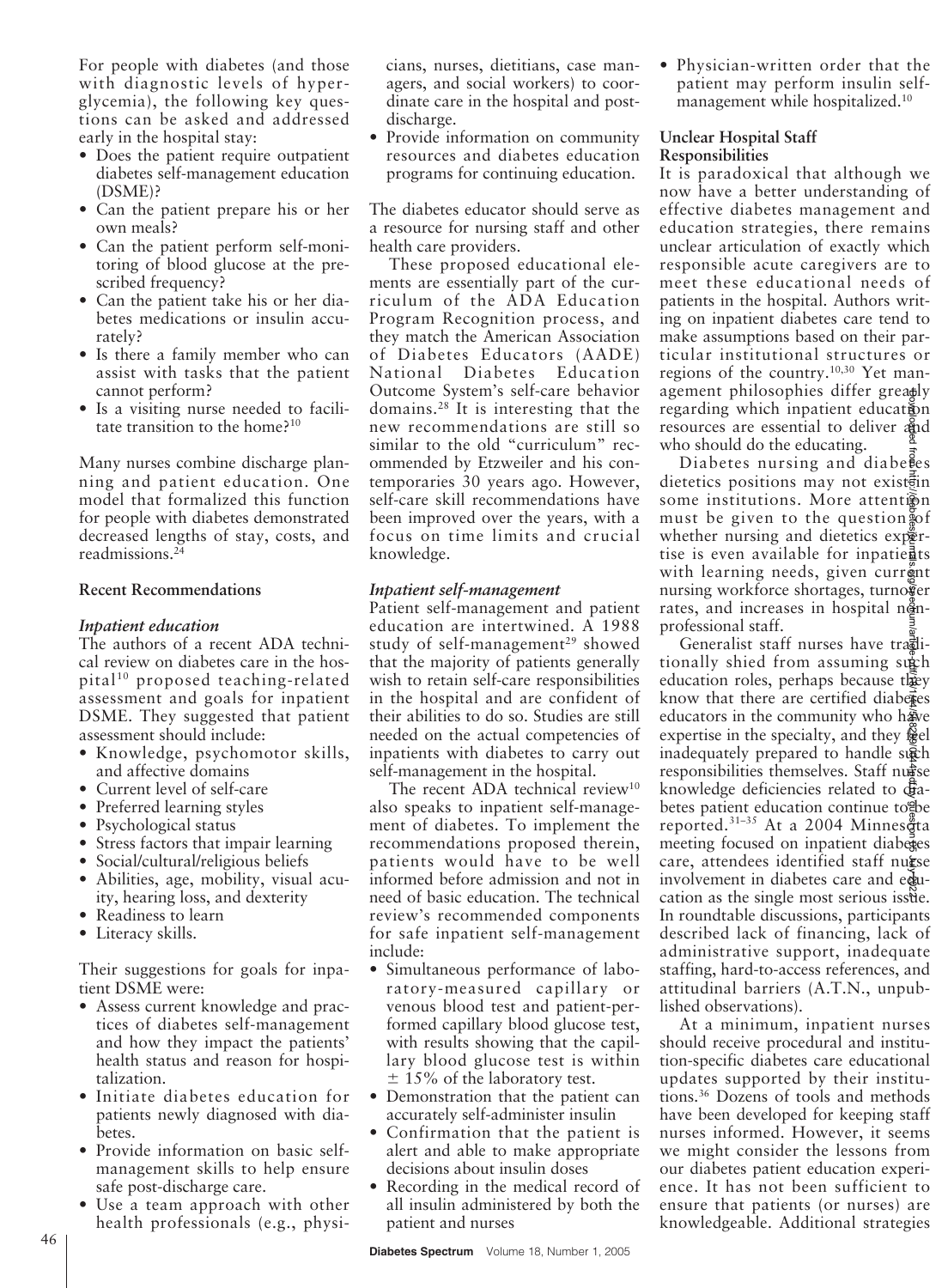For people with diabetes (and those with diagnostic levels of hyperglycemia), the following key questions can be asked and addressed early in the hospital stay:

- Does the patient require outpatient diabetes self-management education (DSME)?
- Can the patient prepare his or her own meals?
- Can the patient perform self-monitoring of blood glucose at the prescribed frequency?
- Can the patient take his or her diabetes medications or insulin accurately?
- Is there a family member who can assist with tasks that the patient cannot perform?
- Is a visiting nurse needed to facilitate transition to the home?[10]

Many nurses combine discharge planning and patient education. One model that formalized this function for people with diabetes demonstrated decreased lengths of stay, costs, and readmissions.[24]

**Recent Recommendations**

***Inpatient education***

The authors of a recent ADA technical review on diabetes care in the hospital[10] proposed teaching-related assessment and goals for inpatient DSME. They suggested that patient assessment should include:

- Knowledge, psychomotor skills, and affective domains
- Current level of self-care
- Preferred learning styles
- Psychological status
- Stress factors that impair learning
- Social/cultural/religious beliefs
- Abilities, age, mobility, visual acuity, hearing loss, and dexterity
- Readiness to learn
- Literacy skills.

Their suggestions for goals for inpatient DSME were:

- Assess current knowledge and practices of diabetes self-management and how they impact the patients' health status and reason for hospitalization.
- Initiate diabetes education for patients newly diagnosed with diabetes.
- Provide information on basic self-management skills to help ensure safe post-discharge care.
- Use a team approach with other health professionals (e.g., physicians, nurses, dietitians, case managers, and social workers) to coordinate care in the hospital and post-discharge.
- Provide information on community resources and diabetes education programs for continuing education.

The diabetes educator should serve as a resource for nursing staff and other health care providers.

These proposed educational elements are essentially part of the curriculum of the ADA Education Program Recognition process, and they match the American Association of Diabetes Educators (AADE) National Diabetes Education Outcome System's self-care behavior domains.[28] It is interesting that the new recommendations are still so similar to the old "curriculum" recommended by Etzweiler and his contemporaries 30 years ago. However, self-care skill recommendations have been improved over the years, with a focus on time limits and crucial knowledge.

***Inpatient self-management***

Patient self-management and patient education are intertwined. A 1988 study of self-management[29] showed that the majority of patients generally wish to retain self-care responsibilities in the hospital and are confident of their abilities to do so. Studies are still needed on the actual competencies of inpatients with diabetes to carry out self-management in the hospital.

The recent ADA technical review[10] also speaks to inpatient self-management of diabetes. To implement the recommendations proposed therein, patients would have to be well informed before admission and not in need of basic education. The technical review's recommended components for safe inpatient self-management include:

- Simultaneous performance of laboratory-measured capillary or venous blood test and patient-performed capillary blood glucose test, with results showing that the capillary blood glucose test is within $\pm$ 15% of the laboratory test.
- Demonstration that the patient can accurately self-administer insulin
- Confirmation that the patient is alert and able to make appropriate decisions about insulin doses
- Recording in the medical record of all insulin administered by both the patient and nurses
- Physician-written order that the patient may perform insulin self-management while hospitalized.[10]

**Unclear Hospital Staff Responsibilities**

It is paradoxical that although we now have a better understanding of effective diabetes management and education strategies, there remains unclear articulation of exactly which responsible acute caregivers are to meet these educational needs of patients in the hospital. Authors writing on inpatient diabetes care tend to make assumptions based on their particular institutional structures or regions of the country.[10,30] Yet management philosophies differ greatly regarding which inpatient education resources are essential to deliver and who should do the educating.

Diabetes nursing and diabetes dietetics positions may not exist in some institutions. More attention must be given to the question of whether nursing and dietetics expertise is even available for inpatients with learning needs, given current nursing workforce shortages, turnover rates, and increases in hospital nonprofessional staff.

Generalist staff nurses have traditionally shied from assuming such education roles, perhaps because they know that there are certified diabetes educators in the community who have expertise in the specialty, and they feel inadequately prepared to handle such responsibilities themselves. Staff nurse knowledge deficiencies related to diabetes patient education continue to be reported.[31–35] At a 2004 Minnesota meeting focused on inpatient diabetes care, attendees identified staff nurse involvement in diabetes care and education as the single most serious issue. In roundtable discussions, participants described lack of financing, lack of administrative support, inadequate staffing, hard-to-access references, and attitudinal barriers (A.T.N., unpublished observations).

At a minimum, inpatient nurses should receive procedural and institution-specific diabetes care educational updates supported by their institutions.[36] Dozens of tools and methods have been developed for keeping staff nurses informed. However, it seems we might consider the lessons from our diabetes patient education experience. It has not been sufficient to ensure that patients (or nurses) are knowledgeable. Additional strategies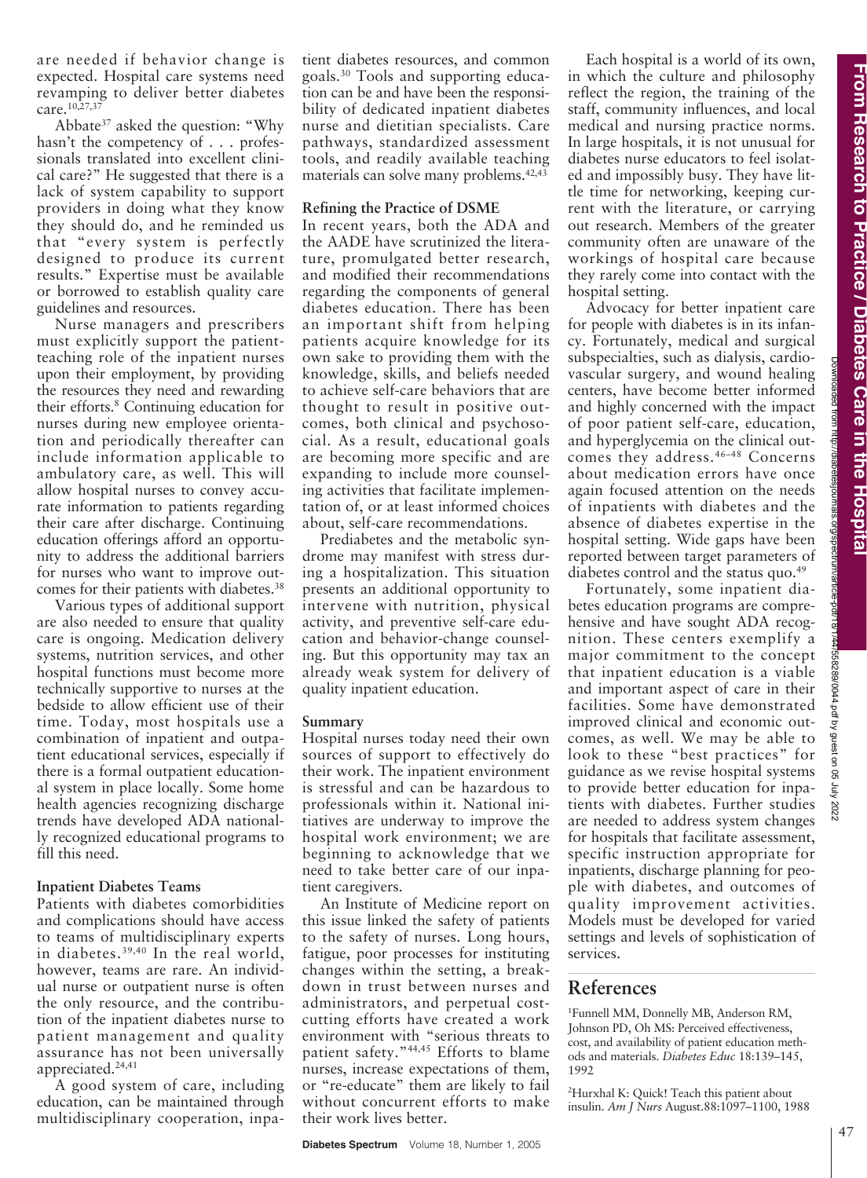are needed if behavior change is expected. Hospital care systems need revamping to deliver better diabetes care.[10,27,37]

Abbate[37] asked the question: "Why hasn't the competency of . . . professionals translated into excellent clinical care?" He suggested that there is a lack of system capability to support providers in doing what they know they should do, and he reminded us that "every system is perfectly designed to produce its current results." Expertise must be available or borrowed to establish quality care guidelines and resources.

Nurse managers and prescribers must explicitly support the patient-teaching role of the inpatient nurses upon their employment, by providing the resources they need and rewarding their efforts.[8] Continuing education for nurses during new employee orientation and periodically thereafter can include information applicable to ambulatory care, as well. This will allow hospital nurses to convey accurate information to patients regarding their care after discharge. Continuing education offerings afford an opportunity to address the additional barriers for nurses who want to improve outcomes for their patients with diabetes.[38]

Various types of additional support are also needed to ensure that quality care is ongoing. Medication delivery systems, nutrition services, and other hospital functions must become more technically supportive to nurses at the bedside to allow efficient use of their time. Today, most hospitals use a combination of inpatient and outpatient educational services, especially if there is a formal outpatient educational system in place locally. Some home health agencies recognizing discharge trends have developed ADA nationally recognized educational programs to fill this need.

### Inpatient Diabetes Teams

Patients with diabetes comorbidities and complications should have access to teams of multidisciplinary experts in diabetes.[39,40] In the real world, however, teams are rare. An individual nurse or outpatient nurse is often the only resource, and the contribution of the inpatient diabetes nurse to patient management and quality assurance has not been universally appreciated.[24,41]

A good system of care, including education, can be maintained through multidisciplinary cooperation, inpatient diabetes resources, and common goals.[30] Tools and supporting education can be and have been the responsibility of dedicated inpatient diabetes nurse and dietitian specialists. Care pathways, standardized assessment tools, and readily available teaching materials can solve many problems.[42,43]

### Refining the Practice of DSME

In recent years, both the ADA and the AADE have scrutinized the literature, promulgated better research, and modified their recommendations regarding the components of general diabetes education. There has been an important shift from helping patients acquire knowledge for its own sake to providing them with the knowledge, skills, and beliefs needed to achieve self-care behaviors that are thought to result in positive outcomes, both clinical and psychosocial. As a result, educational goals are becoming more specific and are expanding to include more counseling activities that facilitate implementation of, or at least informed choices about, self-care recommendations.

Prediabetes and the metabolic syndrome may manifest with stress during a hospitalization. This situation presents an additional opportunity to intervene with nutrition, physical activity, and preventive self-care education and behavior-change counseling. But this opportunity may tax an already weak system for delivery of quality inpatient education.

### Summary

Hospital nurses today need their own sources of support to effectively do their work. The inpatient environment is stressful and can be hazardous to professionals within it. National initiatives are underway to improve the hospital work environment; we are beginning to acknowledge that we need to take better care of our inpatient caregivers.

An Institute of Medicine report on this issue linked the safety of patients to the safety of nurses. Long hours, fatigue, poor processes for instituting changes within the setting, a breakdown in trust between nurses and administrators, and perpetual cost-cutting efforts have created a work environment with "serious threats to patient safety."[44,45] Efforts to blame nurses, increase expectations of them, or "re-educate" them are likely to fail without concurrent efforts to make their work lives better.

Each hospital is a world of its own, in which the culture and philosophy reflect the region, the training of the staff, community influences, and local medical and nursing practice norms. In large hospitals, it is not unusual for diabetes nurse educators to feel isolated and impossibly busy. They have little time for networking, keeping current with the literature, or carrying out research. Members of the greater community often are unaware of the workings of hospital care because they rarely come into contact with the hospital setting.

Advocacy for better inpatient care for people with diabetes is in its infancy. Fortunately, medical and surgical subspecialties, such as dialysis, cardiovascular surgery, and wound healing centers, have become better informed and highly concerned with the impact of poor patient self-care, education, and hyperglycemia on the clinical outcomes they address.[46–48] Concerns about medication errors have once again focused attention on the needs of inpatients with diabetes and the absence of diabetes expertise in the hospital setting. Wide gaps have been reported between target parameters of diabetes control and the status quo.[49]

Fortunately, some inpatient diabetes education programs are comprehensive and have sought ADA recognition. These centers exemplify a major commitment to the concept that inpatient education is a viable and important aspect of care in their facilities. Some have demonstrated improved clinical and economic outcomes, as well. We may be able to look to these "best practices" for guidance as we revise hospital systems to provide better education for inpatients with diabetes. Further studies are needed to address system changes for hospitals that facilitate assessment, specific instruction appropriate for inpatients, discharge planning for people with diabetes, and outcomes of quality improvement activities. Models must be developed for varied settings and levels of sophistication of services.

## References

[1] Funnell MM, Donnelly MB, Anderson RM, Johnson PD, Oh MS: Perceived effectiveness, cost, and availability of patient education methods and materials. *Diabetes Educ* 18:139–145, 1992

[2] Hurxhal K: Quick! Teach this patient about insulin. *Am J Nurs* August.88:1097–1100, 1988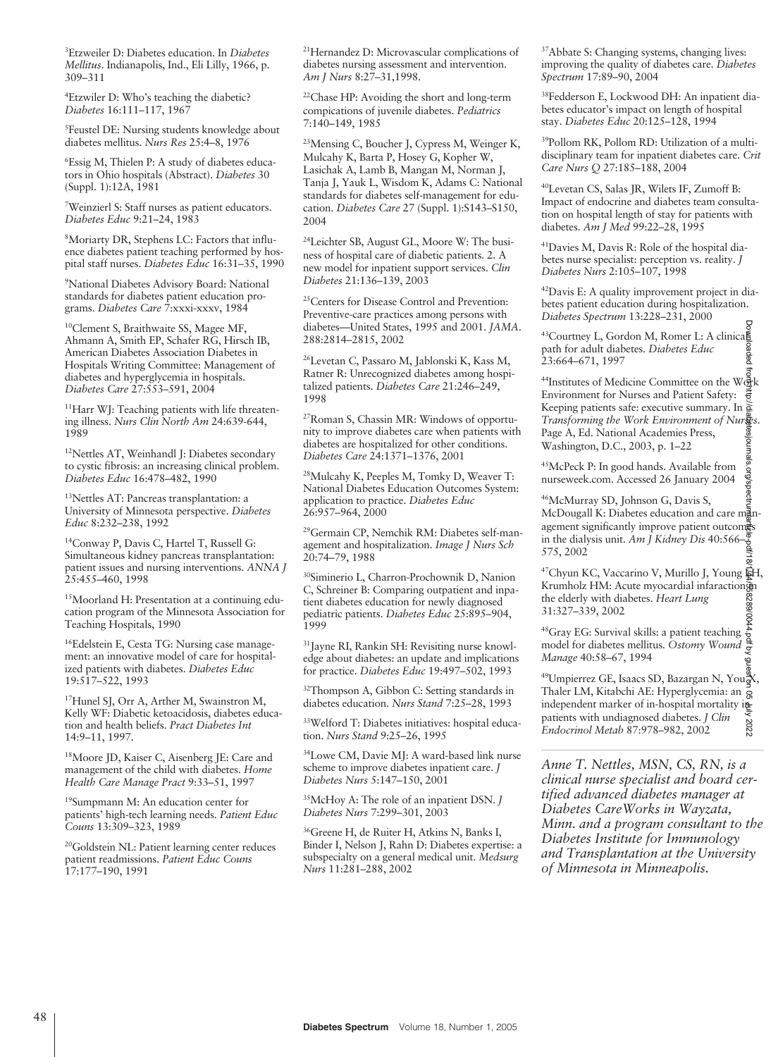[3]Etzweiler D: Diabetes education. In *Diabetes Mellitus*. Indianapolis, Ind., Eli Lilly, 1966, p. 309–311

[4]Etzwiler D: Who's teaching the diabetic? *Diabetes* 16:111–117, 1967

[5]Feustel DE: Nursing students knowledge about diabetes mellitus. *Nurs Res* 25:4–8, 1976

[6]Essig M, Thielen P: A study of diabetes educators in Ohio hospitals (Abstract). *Diabetes* 30 (Suppl. 1):12A, 1981

[7]Weinzierl S: Staff nurses as patient educators. *Diabetes Educ* 9:21–24, 1983

[8]Moriarty DR, Stephens LC: Factors that influence diabetes patient teaching performed by hospital staff nurses. *Diabetes Educ* 16:31–35, 1990

[9]National Diabetes Advisory Board: National standards for diabetes patient education programs. *Diabetes Care* 7:xxxi-xxxv, 1984

[10]Clement S, Braithwaite SS, Magee MF, Ahmann A, Smith EP, Schafer RG, Hirsch IB, American Diabetes Association Diabetes in Hospitals Writing Committee: Management of diabetes and hyperglycemia in hospitals. *Diabetes Care* 27:553–591, 2004

[11]Harr WJ: Teaching patients with life threatening illness. *Nurs Clin North Am* 24:639-644, 1989

[12]Nettles AT, Weinhandl J: Diabetes secondary to cystic fibrosis: an increasing clinical problem. *Diabetes Educ* 16:478–482, 1990

[13]Nettles AT: Pancreas transplantation: a University of Minnesota perspective. *Diabetes Educ* 8:232–238, 1992

[14]Conway P, Davis C, Hartel T, Russell G: Simultaneous kidney pancreas transplantation: patient issues and nursing interventions. *ANNA J* 25:455–460, 1998

[15]Moorland H: Presentation at a continuing education program of the Minnesota Association for Teaching Hospitals, 1990

[16]Edelstein E, Cesta TG: Nursing case management: an innovative model of care for hospitalized patients with diabetes. *Diabetes Educ* 19:517–522, 1993

[17]Hunel SJ, Orr A, Arther M, Swainstron M, Kelly WF: Diabetic ketoacidosis, diabetes education and health beliefs. *Pract Diabetes Int* 14:9–11, 1997.

[18]Moore JD, Kaiser C, Aisenberg JE: Care and management of the child with diabetes. *Home Health Care Manage Pract* 9:33–51, 1997

[19]Sumpmann M: An education center for patients' high-tech learning needs. *Patient Educ Couns* 13:309–323, 1989

[20]Goldstein NL: Patient learning center reduces patient readmissions. *Patient Educ Couns* 17:177–190, 1991

[21]Hernandez D: Microvascular complications of diabetes nursing assessment and intervention. *Am J Nurs* 8:27–31,1998.

[22]Chase HP: Avoiding the short and long-term compications of juvenile diabetes. *Pediatrics* 7:140–149, 1985

[23]Mensing C, Boucher J, Cypress M, Weinger K, Mulcahy K, Barta P, Hosey G, Kopher W, Lasichak A, Lamb B, Mangan M, Norman J, Tanja J, Yauk L, Wisdom K, Adams C: National standards for diabetes self-management for education. *Diabetes Care* 27 (Suppl. 1):S143–S150, 2004

[24]Leichter SB, August GL, Moore W: The business of hospital care of diabetic patients. 2. A new model for inpatient support services. *Clin Diabetes* 21:136–139, 2003

[25]Centers for Disease Control and Prevention: Preventive-care practices among persons with diabetes—United States, 1995 and 2001. *JAMA*. 288:2814–2815, 2002

[26]Levetan C, Passaro M, Jablonski K, Kass M, Ratner R: Unrecognized diabetes among hospitalized patients. *Diabetes Care* 21:246–249, 1998

[27]Roman S, Chassin MR: Windows of opportunity to improve diabetes care when patients with diabetes are hospitalized for other conditions. *Diabetes Care* 24:1371–1376, 2001

[28]Mulcahy K, Peeples M, Tomky D, Weaver T: National Diabetes Education Outcomes System: application to practice. *Diabetes Educ* 26:957–964, 2000

[29]Germain CP, Nemchik RM: Diabetes self-management and hospitalization. *Image J Nurs Sch* 20:74–79, 1988

[30]Siminerio L, Charron-Prochownik D, Nanion C, Schreiner B: Comparing outpatient and inpatient diabetes education for newly diagnosed pediatric patients. *Diabetes Educ* 25:895–904, 1999

[31]Jayne RI, Rankin SH: Revisiting nurse knowledge about diabetes: an update and implications for practice. *Diabetes Educ* 19:497–502, 1993

[32]Thompson A, Gibbon C: Setting standards in diabetes education. *Nurs Stand* 7:25–28, 1993

[33]Welford T: Diabetes initiatives: hospital education. *Nurs Stand* 9:25–26, 1995

[34]Lowe CM, Davie MJ: A ward-based link nurse scheme to improve diabetes inpatient care. *J Diabetes Nurs* 5:147–150, 2001

[35]McHoy A: The role of an inpatient DSN. *J Diabetes Nurs* 7:299–301, 2003

[36]Greene H, de Ruiter H, Atkins N, Banks I, Binder I, Nelson J, Rahn D: Diabetes expertise: a subspecialty on a general medical unit. *Medsurg Nurs* 11:281–288, 2002

[37]Abbate S: Changing systems, changing lives: improving the quality of diabetes care. *Diabetes Spectrum* 17:89–90, 2004

[38]Fedderson E, Lockwood DH: An inpatient diabetes educator's impact on length of hospital stay. *Diabetes Educ* 20:125–128, 1994

[39]Pollom RK, Pollom RD: Utilization of a multidisciplinary team for inpatient diabetes care. *Crit Care Nurs Q* 27:185–188, 2004

[40]Levetan CS, Salas JR, Wilets IF, Zumoff B: Impact of endocrine and diabetes team consultation on hospital length of stay for patients with diabetes. *Am J Med* 99:22–28, 1995

[41]Davies M, Davis R: Role of the hospital diabetes nurse specialist: perception vs. reality. *J Diabetes Nurs* 2:105–107, 1998

[42]Davis E: A quality improvement project in diabetes patient education during hospitalization. *Diabetes Spectrum* 13:228–231, 2000

[43]Courtney L, Gordon M, Romer L: A clinical path for adult diabetes. *Diabetes Educ* 23:664–671, 1997

[44]Institutes of Medicine Committee on the Work Environment for Nurses and Patient Safety: Keeping patients safe: executive summary. In *Transforming the Work Environment of Nurses*. Page A, Ed. National Academies Press, Washington, D.C., 2003, p. 1–22

[45]McPeck P: In good hands. Available from nurseweek.com. Accessed 26 January 2004

[46]McMurray SD, Johnson G, Davis S, McDougall K: Diabetes education and care management significantly improve patient outcomes in the dialysis unit. *Am J Kidney Dis* 40:566–575, 2002

[47]Chyun KC, Vaccarino V, Murillo J, Young LH, Krumholz HM: Acute myocardial infaraction in the elderly with diabetes. *Heart Lung* 31:327–339, 2002

[48]Gray EG: Survival skills: a patient teaching model for diabetes mellitus. *Ostomy Wound Manage* 40:58–67, 1994

[49]Umpierrez GE, Isaacs SD, Bazargan N, You X, Thaler LM, Kitabchi AE: Hyperglycemia: an independent marker of in-hospital mortality in patients with undiagnosed diabetes. *J Clin Endocrinol Metab* 87:978–982, 2002

*Anne T. Nettles, MSN, CS, RN, is a clinical nurse specialist and board certified advanced diabetes manager at Diabetes CareWorks in Wayzata, Minn. and a program consultant to the Diabetes Institute for Immunology and Transplantation at the University of Minnesota in Minneapolis.*